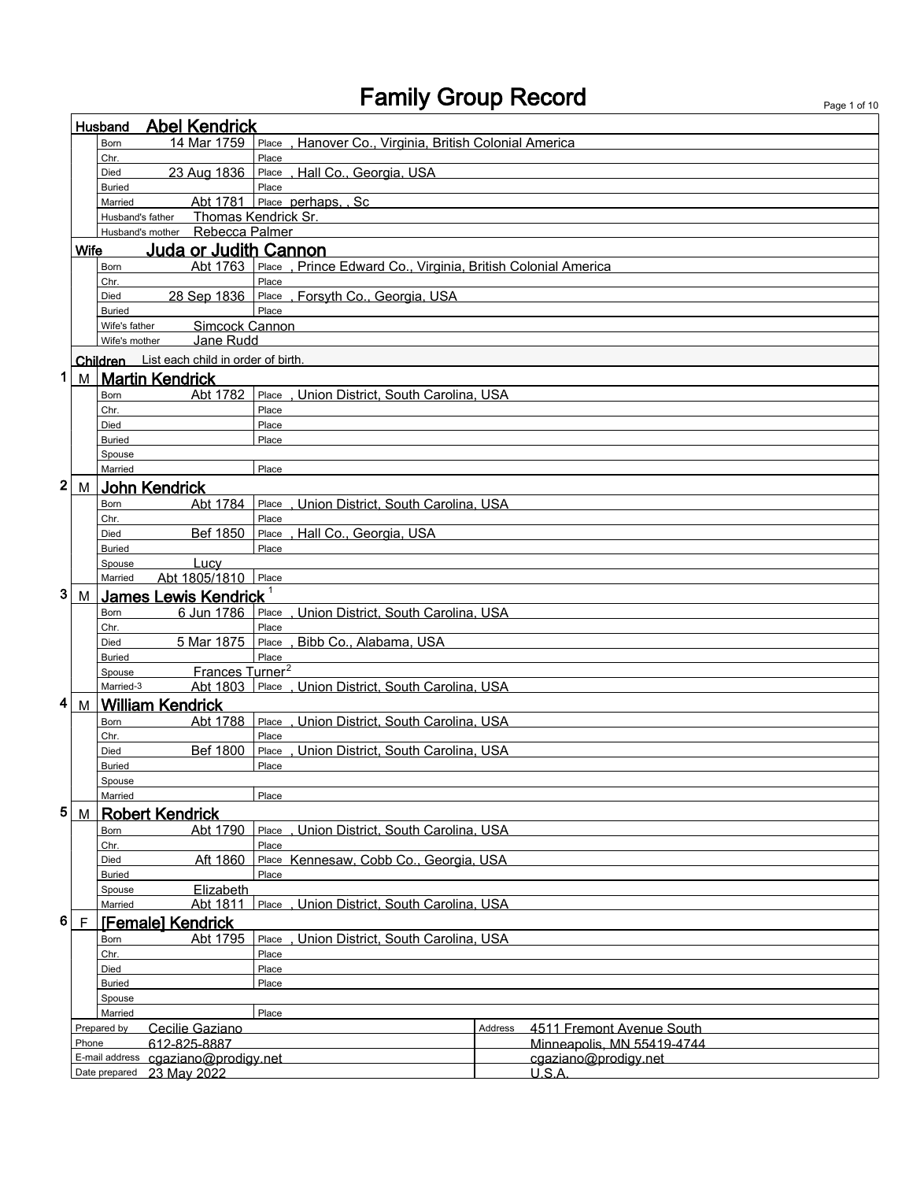# Family Group Record

## Husband: Abel Kendrick

| | | |
|---|---|---|
| Born | 14 Mar 1759 | Place , Hanover Co., Virginia, British Colonial America |
| Chr. | | Place |
| Died | 23 Aug 1836 | Place , Hall Co., Georgia, USA |
| Buried | | Place |
| Married | Abt 1781 | Place perhaps, , Sc |
| Husband's father | Thomas Kendrick Sr. | |
| Husband's mother | Rebecca Palmer | |

## Wife: Juda or Judith Cannon

| | | |
|---|---|---|
| Born | Abt 1763 | Place , Prince Edward Co., Virginia, British Colonial America |
| Chr. | | Place |
| Died | 28 Sep 1836 | Place , Forsyth Co., Georgia, USA |
| Buried | | Place |
| Wife's father | Simcock Cannon | |
| Wife's mother | Jane Rudd | |

## Children

List each child in order of birth.

### 1 M Martin Kendrick

| | | |
|---|---|---|
| Born | Abt 1782 | Place , Union District, South Carolina, USA |
| Chr. | | Place |
| Died | | Place |
| Buried | | Place |
| Spouse | | |
| Married | | Place |

### 2 M John Kendrick

| | | |
|---|---|---|
| Born | Abt 1784 | Place , Union District, South Carolina, USA |
| Chr. | | Place |
| Died | Bef 1850 | Place , Hall Co., Georgia, USA |
| Buried | | Place |
| Spouse | Lucy | |
| Married | Abt 1805/1810 | Place |

### 3 M James Lewis Kendrick [1]

| | | |
|---|---|---|
| Born | 6 Jun 1786 | Place , Union District, South Carolina, USA |
| Chr. | | Place |
| Died | 5 Mar 1875 | Place , Bibb Co., Alabama, USA |
| Buried | | Place |
| Spouse | Frances Turner[2] | |
| Married-3 | Abt 1803 | Place , Union District, South Carolina, USA |

### 4 M William Kendrick

| | | |
|---|---|---|
| Born | Abt 1788 | Place , Union District, South Carolina, USA |
| Chr. | | Place |
| Died | Bef 1800 | Place , Union District, South Carolina, USA |
| Buried | | Place |
| Spouse | | |
| Married | | Place |

### 5 M Robert Kendrick

| | | |
|---|---|---|
| Born | Abt 1790 | Place , Union District, South Carolina, USA |
| Chr. | | Place |
| Died | Aft 1860 | Place Kennesaw, Cobb Co., Georgia, USA |
| Buried | | Place |
| Spouse | Elizabeth | |
| Married | Abt 1811 | Place , Union District, South Carolina, USA |

### 6 F [Female] Kendrick

| | | |
|---|---|---|
| Born | Abt 1795 | Place , Union District, South Carolina, USA |
| Chr. | | Place |
| Died | | Place |
| Buried | | Place |
| Spouse | | |
| Married | | Place |

| | | | |
|---|---|---|---|
| Prepared by | Cecilie Gaziano | Address | 4511 Fremont Avenue South |
| Phone | 612-825-8887 | | Minneapolis, MN 55419-4744 |
| E-mail address | cgaziano@prodigy.net | | cgaziano@prodigy.net |
| Date prepared | 23 May 2022 | | U.S.A. |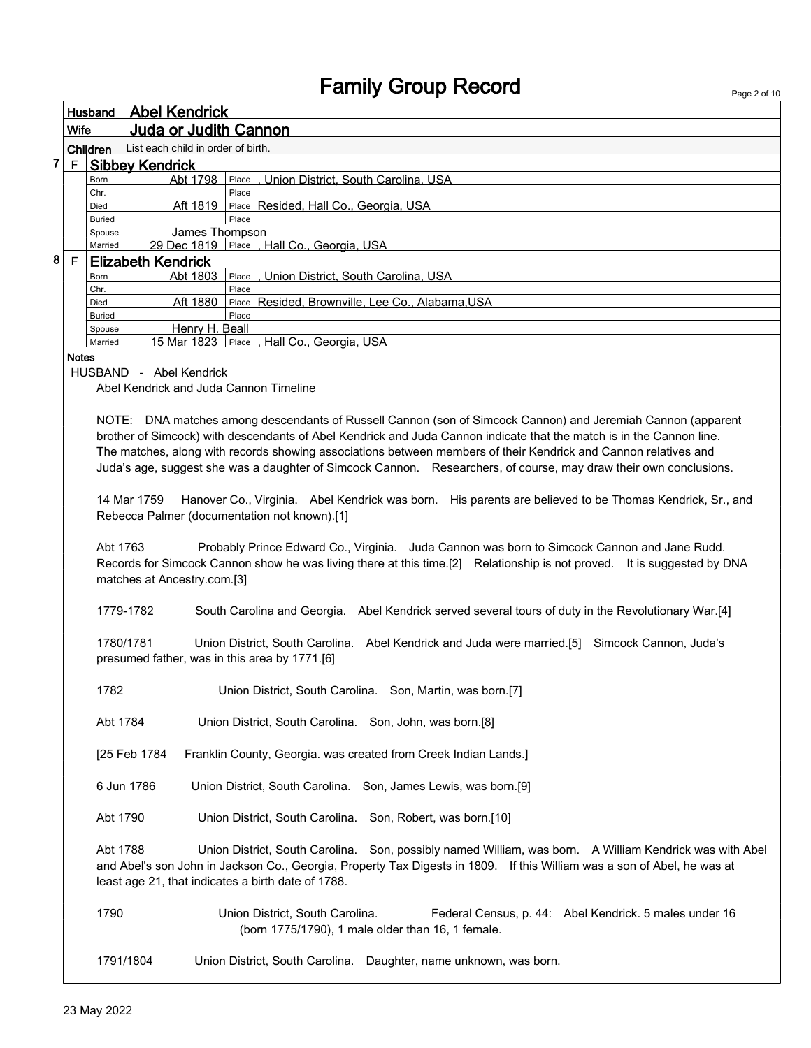# Family Group Record

**Husband** Abel Kendrick

**Wife** Juda or Judith Cannon

**Children** List each child in order of birth.

**7 F Sibbey Kendrick**

| | | |
|---|---|---|
| Born | Abt 1798 | Place , Union District, South Carolina, USA |
| Chr. | | Place |
| Died | Aft 1819 | Place Resided, Hall Co., Georgia, USA |
| Buried | | Place |
| Spouse | James Thompson | |
| Married | 29 Dec 1819 | Place , Hall Co., Georgia, USA |

**8 F Elizabeth Kendrick**

| | | |
|---|---|---|
| Born | Abt 1803 | Place , Union District, South Carolina, USA |
| Chr. | | Place |
| Died | Aft 1880 | Place Resided, Brownville, Lee Co., Alabama,USA |
| Buried | | Place |
| Spouse | Henry H. Beall | |
| Married | 15 Mar 1823 | Place , Hall Co., Georgia, USA |

**Notes**

HUSBAND - Abel Kendrick

Abel Kendrick and Juda Cannon Timeline

NOTE: DNA matches among descendants of Russell Cannon (son of Simcock Cannon) and Jeremiah Cannon (apparent brother of Simcock) with descendants of Abel Kendrick and Juda Cannon indicate that the match is in the Cannon line. The matches, along with records showing associations between members of their Kendrick and Cannon relatives and Juda's age, suggest she was a daughter of Simcock Cannon. Researchers, of course, may draw their own conclusions.

14 Mar 1759 Hanover Co., Virginia. Abel Kendrick was born. His parents are believed to be Thomas Kendrick, Sr., and Rebecca Palmer (documentation not known).[1]

Abt 1763 Probably Prince Edward Co., Virginia. Juda Cannon was born to Simcock Cannon and Jane Rudd. Records for Simcock Cannon show he was living there at this time.[2] Relationship is not proved. It is suggested by DNA matches at Ancestry.com.[3]

1779-1782 South Carolina and Georgia. Abel Kendrick served several tours of duty in the Revolutionary War.[4]

1780/1781 Union District, South Carolina. Abel Kendrick and Juda were married.[5] Simcock Cannon, Juda's presumed father, was in this area by 1771.[6]

1782 Union District, South Carolina. Son, Martin, was born.[7]

Abt 1784 Union District, South Carolina. Son, John, was born.[8]

[25 Feb 1784 Franklin County, Georgia. was created from Creek Indian Lands.]

6 Jun 1786 Union District, South Carolina. Son, James Lewis, was born.[9]

Abt 1790 Union District, South Carolina. Son, Robert, was born.[10]

Abt 1788 Union District, South Carolina. Son, possibly named William, was born. A William Kendrick was with Abel and Abel's son John in Jackson Co., Georgia, Property Tax Digests in 1809. If this William was a son of Abel, he was at least age 21, that indicates a birth date of 1788.

1790 Union District, South Carolina. Federal Census, p. 44: Abel Kendrick. 5 males under 16 (born 1775/1790), 1 male older than 16, 1 female.

1791/1804 Union District, South Carolina. Daughter, name unknown, was born.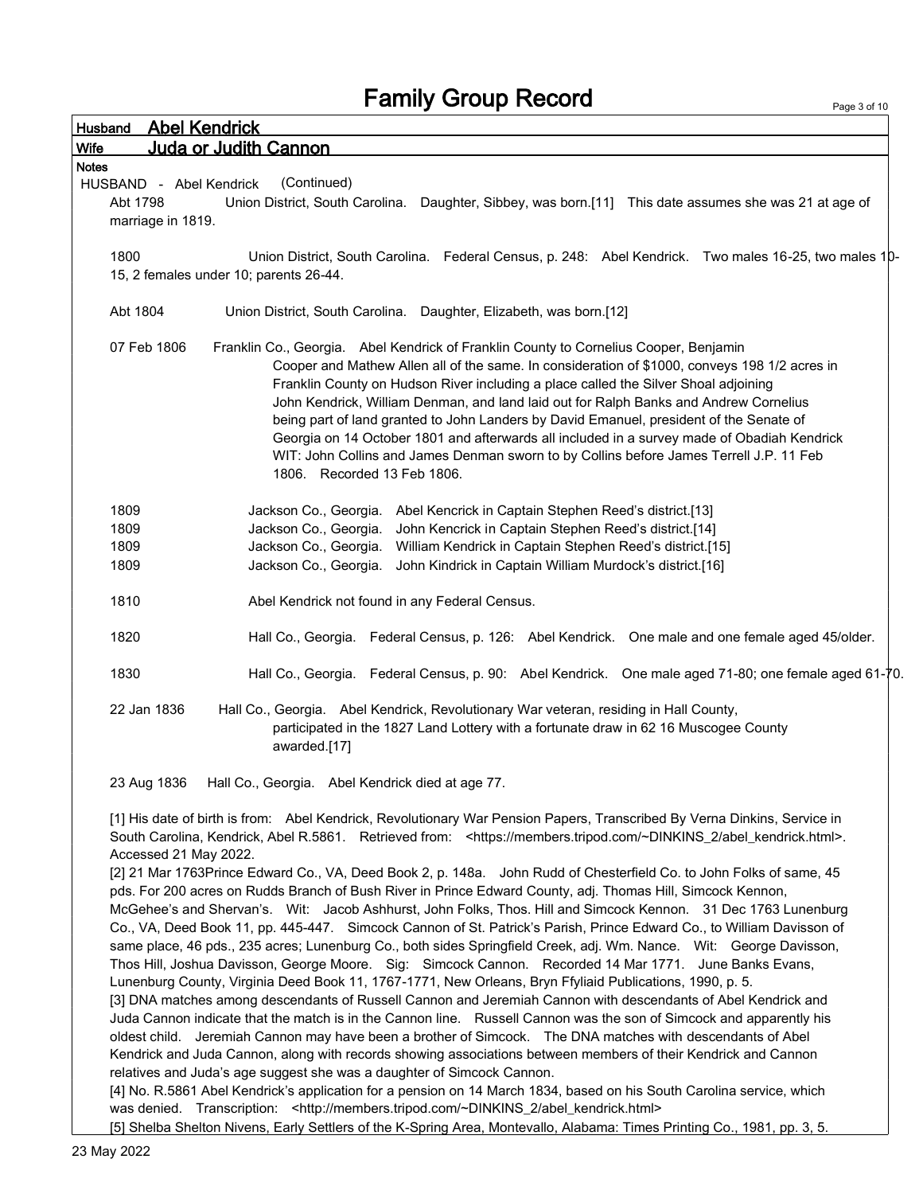# Family Group Record

**Husband** Abel Kendrick

**Wife** Juda or Judith Cannon

**Notes**

HUSBAND - Abel Kendrick (Continued)

Abt 1798 Union District, South Carolina. Daughter, Sibbey, was born.[11] This date assumes she was 21 at age of marriage in 1819.

1800 Union District, South Carolina. Federal Census, p. 248: Abel Kendrick. Two males 16-25, two males 10-15, 2 females under 10; parents 26-44.

Abt 1804 Union District, South Carolina. Daughter, Elizabeth, was born.[12]

07 Feb 1806 Franklin Co., Georgia. Abel Kendrick of Franklin County to Cornelius Cooper, Benjamin Cooper and Mathew Allen all of the same. In consideration of $1000, conveys 198 1/2 acres in Franklin County on Hudson River including a place called the Silver Shoal adjoining John Kendrick, William Denman, and land laid out for Ralph Banks and Andrew Cornelius being part of land granted to John Landers by David Emanuel, president of the Senate of Georgia on 14 October 1801 and afterwards all included in a survey made of Obadiah Kendrick WIT: John Collins and James Denman sworn to by Collins before James Terrell J.P. 11 Feb 1806. Recorded 13 Feb 1806.

1809 Jackson Co., Georgia. Abel Kencrick in Captain Stephen Reed's district.[13]

1809 Jackson Co., Georgia. John Kencrick in Captain Stephen Reed's district.[14]

1809 Jackson Co., Georgia. William Kendrick in Captain Stephen Reed's district.[15]

1809 Jackson Co., Georgia. John Kindrick in Captain William Murdock's district.[16]

1810 Abel Kendrick not found in any Federal Census.

1820 Hall Co., Georgia. Federal Census, p. 126: Abel Kendrick. One male and one female aged 45/older.

1830 Hall Co., Georgia. Federal Census, p. 90: Abel Kendrick. One male aged 71-80; one female aged 61-70.

22 Jan 1836 Hall Co., Georgia. Abel Kendrick, Revolutionary War veteran, residing in Hall County, participated in the 1827 Land Lottery with a fortunate draw in 62 16 Muscogee County awarded.[17]

23 Aug 1836 Hall Co., Georgia. Abel Kendrick died at age 77.

[1] His date of birth is from: Abel Kendrick, Revolutionary War Pension Papers, Transcribed By Verna Dinkins, Service in South Carolina, Kendrick, Abel R.5861. Retrieved from: <https://members.tripod.com/~DINKINS_2/abel_kendrick.html>. Accessed 21 May 2022.

[2] 21 Mar 1763Prince Edward Co., VA, Deed Book 2, p. 148a. John Rudd of Chesterfield Co. to John Folks of same, 45 pds. For 200 acres on Rudds Branch of Bush River in Prince Edward County, adj. Thomas Hill, Simcock Kennon, McGehee's and Shervan's. Wit: Jacob Ashhurst, John Folks, Thos. Hill and Simcock Kennon. 31 Dec 1763 Lunenburg Co., VA, Deed Book 11, pp. 445-447. Simcock Cannon of St. Patrick's Parish, Prince Edward Co., to William Davisson of same place, 46 pds., 235 acres; Lunenburg Co., both sides Springfield Creek, adj. Wm. Nance. Wit: George Davisson, Thos Hill, Joshua Davisson, George Moore. Sig: Simcock Cannon. Recorded 14 Mar 1771. June Banks Evans, Lunenburg County, Virginia Deed Book 11, 1767-1771, New Orleans, Bryn Ffyliaid Publications, 1990, p. 5.

[3] DNA matches among descendants of Russell Cannon and Jeremiah Cannon with descendants of Abel Kendrick and Juda Cannon indicate that the match is in the Cannon line. Russell Cannon was the son of Simcock and apparently his oldest child. Jeremiah Cannon may have been a brother of Simcock. The DNA matches with descendants of Abel Kendrick and Juda Cannon, along with records showing associations between members of their Kendrick and Cannon relatives and Juda's age suggest she was a daughter of Simcock Cannon.

[4] No. R.5861 Abel Kendrick's application for a pension on 14 March 1834, based on his South Carolina service, which was denied. Transcription: <http://members.tripod.com/~DINKINS_2/abel_kendrick.html>

[5] Shelba Shelton Nivens, Early Settlers of the K-Spring Area, Montevallo, Alabama: Times Printing Co., 1981, pp. 3, 5.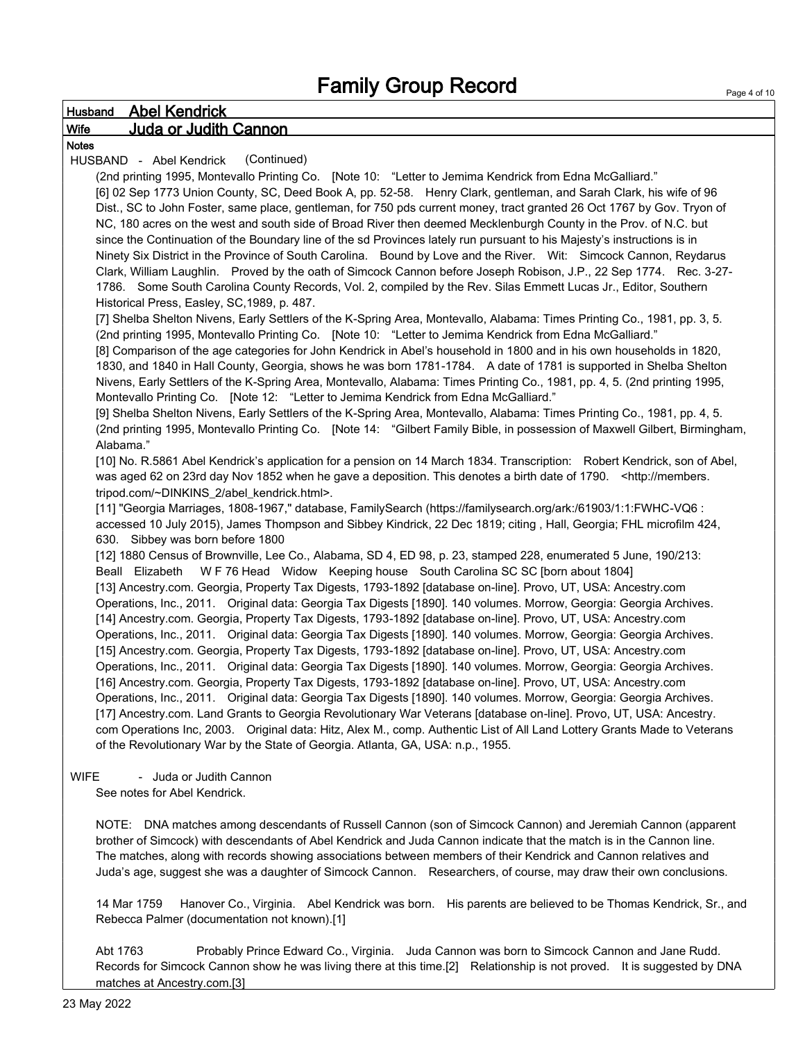# Family Group Record

**Husband** **Abel Kendrick**

**Wife** **Juda or Judith Cannon**

**Notes**

HUSBAND - Abel Kendrick (Continued)

(2nd printing 1995, Montevallo Printing Co. [Note 10: "Letter to Jemima Kendrick from Edna McGalliard."

[6] 02 Sep 1773 Union County, SC, Deed Book A, pp. 52-58. Henry Clark, gentleman, and Sarah Clark, his wife of 96 Dist., SC to John Foster, same place, gentleman, for 750 pds current money, tract granted 26 Oct 1767 by Gov. Tryon of NC, 180 acres on the west and south side of Broad River then deemed Mecklenburgh County in the Prov. of N.C. but since the Continuation of the Boundary line of the sd Provinces lately run pursuant to his Majesty's instructions is in Ninety Six District in the Province of South Carolina. Bound by Love and the River. Wit: Simcock Cannon, Reydarus Clark, William Laughlin. Proved by the oath of Simcock Cannon before Joseph Robison, J.P., 22 Sep 1774. Rec. 3-27-1786. Some South Carolina County Records, Vol. 2, compiled by the Rev. Silas Emmett Lucas Jr., Editor, Southern Historical Press, Easley, SC,1989, p. 487.

[7] Shelba Shelton Nivens, Early Settlers of the K-Spring Area, Montevallo, Alabama: Times Printing Co., 1981, pp. 3, 5. (2nd printing 1995, Montevallo Printing Co. [Note 10: "Letter to Jemima Kendrick from Edna McGalliard."

[8] Comparison of the age categories for John Kendrick in Abel's household in 1800 and in his own households in 1820, 1830, and 1840 in Hall County, Georgia, shows he was born 1781-1784. A date of 1781 is supported in Shelba Shelton Nivens, Early Settlers of the K-Spring Area, Montevallo, Alabama: Times Printing Co., 1981, pp. 4, 5. (2nd printing 1995, Montevallo Printing Co. [Note 12: "Letter to Jemima Kendrick from Edna McGalliard."

[9] Shelba Shelton Nivens, Early Settlers of the K-Spring Area, Montevallo, Alabama: Times Printing Co., 1981, pp. 4, 5. (2nd printing 1995, Montevallo Printing Co. [Note 14: "Gilbert Family Bible, in possession of Maxwell Gilbert, Birmingham, Alabama."

[10] No. R.5861 Abel Kendrick's application for a pension on 14 March 1834. Transcription: Robert Kendrick, son of Abel, was aged 62 on 23rd day Nov 1852 when he gave a deposition. This denotes a birth date of 1790. <http://members.tripod.com/~DINKINS_2/abel_kendrick.html>.

[11] "Georgia Marriages, 1808-1967," database, FamilySearch (https://familysearch.org/ark:/61903/1:1:FWHC-VQ6 : accessed 10 July 2015), James Thompson and Sibbey Kindrick, 22 Dec 1819; citing , Hall, Georgia; FHL microfilm 424, 630. Sibbey was born before 1800

[12] 1880 Census of Brownville, Lee Co., Alabama, SD 4, ED 98, p. 23, stamped 228, enumerated 5 June, 190/213: Beall Elizabeth W F 76 Head Widow Keeping house South Carolina SC SC [born about 1804]

[13] Ancestry.com. Georgia, Property Tax Digests, 1793-1892 [database on-line]. Provo, UT, USA: Ancestry.com Operations, Inc., 2011. Original data: Georgia Tax Digests [1890]. 140 volumes. Morrow, Georgia: Georgia Archives.

[14] Ancestry.com. Georgia, Property Tax Digests, 1793-1892 [database on-line]. Provo, UT, USA: Ancestry.com Operations, Inc., 2011. Original data: Georgia Tax Digests [1890]. 140 volumes. Morrow, Georgia: Georgia Archives.

[15] Ancestry.com. Georgia, Property Tax Digests, 1793-1892 [database on-line]. Provo, UT, USA: Ancestry.com Operations, Inc., 2011. Original data: Georgia Tax Digests [1890]. 140 volumes. Morrow, Georgia: Georgia Archives.

[16] Ancestry.com. Georgia, Property Tax Digests, 1793-1892 [database on-line]. Provo, UT, USA: Ancestry.com Operations, Inc., 2011. Original data: Georgia Tax Digests [1890]. 140 volumes. Morrow, Georgia: Georgia Archives.

[17] Ancestry.com. Land Grants to Georgia Revolutionary War Veterans [database on-line]. Provo, UT, USA: Ancestry.com Operations Inc, 2003. Original data: Hitz, Alex M., comp. Authentic List of All Land Lottery Grants Made to Veterans of the Revolutionary War by the State of Georgia. Atlanta, GA, USA: n.p., 1955.

WIFE - Juda or Judith Cannon

See notes for Abel Kendrick.

NOTE: DNA matches among descendants of Russell Cannon (son of Simcock Cannon) and Jeremiah Cannon (apparent brother of Simcock) with descendants of Abel Kendrick and Juda Cannon indicate that the match is in the Cannon line. The matches, along with records showing associations between members of their Kendrick and Cannon relatives and Juda's age, suggest she was a daughter of Simcock Cannon. Researchers, of course, may draw their own conclusions.

14 Mar 1759 Hanover Co., Virginia. Abel Kendrick was born. His parents are believed to be Thomas Kendrick, Sr., and Rebecca Palmer (documentation not known).[1]

Abt 1763 Probably Prince Edward Co., Virginia. Juda Cannon was born to Simcock Cannon and Jane Rudd. Records for Simcock Cannon show he was living there at this time.[2] Relationship is not proved. It is suggested by DNA matches at Ancestry.com.[3]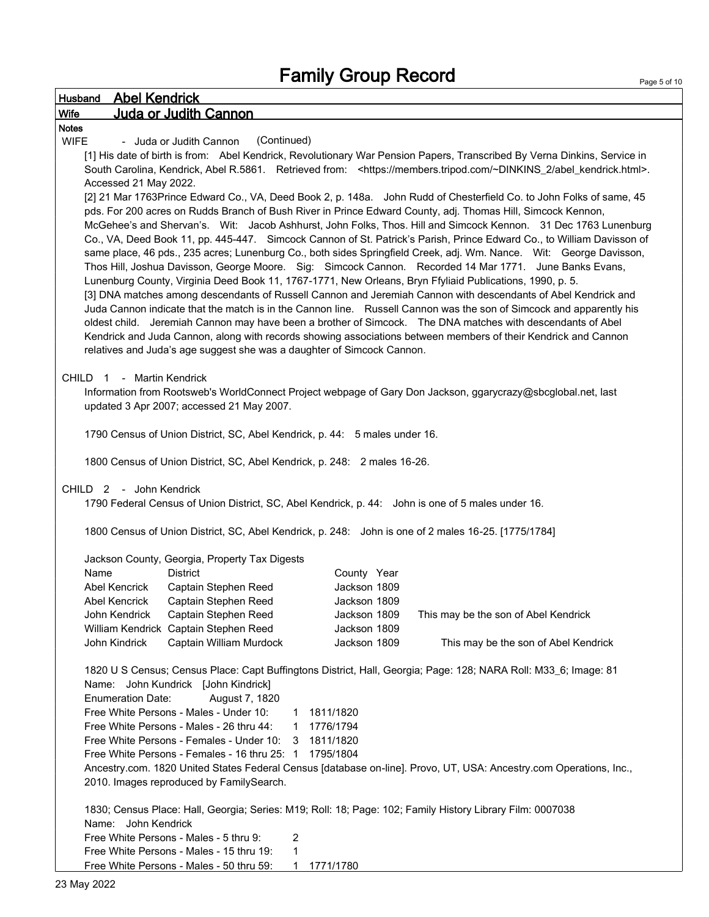# Family Group Record

**Husband** Abel Kendrick

**Wife** Juda or Judith Cannon

**Notes**

WIFE - Juda or Judith Cannon (Continued)

[1] His date of birth is from: Abel Kendrick, Revolutionary War Pension Papers, Transcribed By Verna Dinkins, Service in South Carolina, Kendrick, Abel R.5861. Retrieved from: <https://members.tripod.com/~DINKINS_2/abel_kendrick.html>. Accessed 21 May 2022.

[2] 21 Mar 1763Prince Edward Co., VA, Deed Book 2, p. 148a. John Rudd of Chesterfield Co. to John Folks of same, 45 pds. For 200 acres on Rudds Branch of Bush River in Prince Edward County, adj. Thomas Hill, Simcock Kennon, McGehee's and Shervan's. Wit: Jacob Ashhurst, John Folks, Thos. Hill and Simcock Kennon. 31 Dec 1763 Lunenburg Co., VA, Deed Book 11, pp. 445-447. Simcock Cannon of St. Patrick's Parish, Prince Edward Co., to William Davisson of same place, 46 pds., 235 acres; Lunenburg Co., both sides Springfield Creek, adj. Wm. Nance. Wit: George Davisson, Thos Hill, Joshua Davisson, George Moore. Sig: Simcock Cannon. Recorded 14 Mar 1771. June Banks Evans, Lunenburg County, Virginia Deed Book 11, 1767-1771, New Orleans, Bryn Ffyliaid Publications, 1990, p. 5.

[3] DNA matches among descendants of Russell Cannon and Jeremiah Cannon with descendants of Abel Kendrick and Juda Cannon indicate that the match is in the Cannon line. Russell Cannon was the son of Simcock and apparently his oldest child. Jeremiah Cannon may have been a brother of Simcock. The DNA matches with descendants of Abel Kendrick and Juda Cannon, along with records showing associations between members of their Kendrick and Cannon relatives and Juda's age suggest she was a daughter of Simcock Cannon.

CHILD 1 - Martin Kendrick

Information from Rootsweb's WorldConnect Project webpage of Gary Don Jackson, ggarycrazy@sbcglobal.net, last updated 3 Apr 2007; accessed 21 May 2007.

1790 Census of Union District, SC, Abel Kendrick, p. 44: 5 males under 16.

1800 Census of Union District, SC, Abel Kendrick, p. 248: 2 males 16-26.

CHILD 2 - John Kendrick

1790 Federal Census of Union District, SC, Abel Kendrick, p. 44: John is one of 5 males under 16.

1800 Census of Union District, SC, Abel Kendrick, p. 248: John is one of 2 males 16-25. [1775/1784]

Jackson County, Georgia, Property Tax Digests

| Name | District | County | Year | |
|---|---|---|---|---|
| Abel Kencrick | Captain Stephen Reed | Jackson | 1809 | |
| Abel Kencrick | Captain Stephen Reed | Jackson | 1809 | |
| John Kendrick | Captain Stephen Reed | Jackson | 1809 | This may be the son of Abel Kendrick |
| William Kendrick | Captain Stephen Reed | Jackson | 1809 | |
| John Kindrick | Captain William Murdock | Jackson | 1809 | This may be the son of Abel Kendrick |

1820 U S Census; Census Place: Capt Buffingtons District, Hall, Georgia; Page: 128; NARA Roll: M33_6; Image: 81

Name: John Kundrick [John Kindrick]

Enumeration Date: August 7, 1820

Free White Persons - Males - Under 10: 1 1811/1820

Free White Persons - Males - 26 thru 44: 1 1776/1794

Free White Persons - Females - Under 10: 3 1811/1820

Free White Persons - Females - 16 thru 25: 1 1795/1804

Ancestry.com. 1820 United States Federal Census [database on-line]. Provo, UT, USA: Ancestry.com Operations, Inc., 2010. Images reproduced by FamilySearch.

1830; Census Place: Hall, Georgia; Series: M19; Roll: 18; Page: 102; Family History Library Film: 0007038

Name: John Kendrick

Free White Persons - Males - 5 thru 9: 2

Free White Persons - Males - 15 thru 19: 1

Free White Persons - Males - 50 thru 59: 1 1771/1780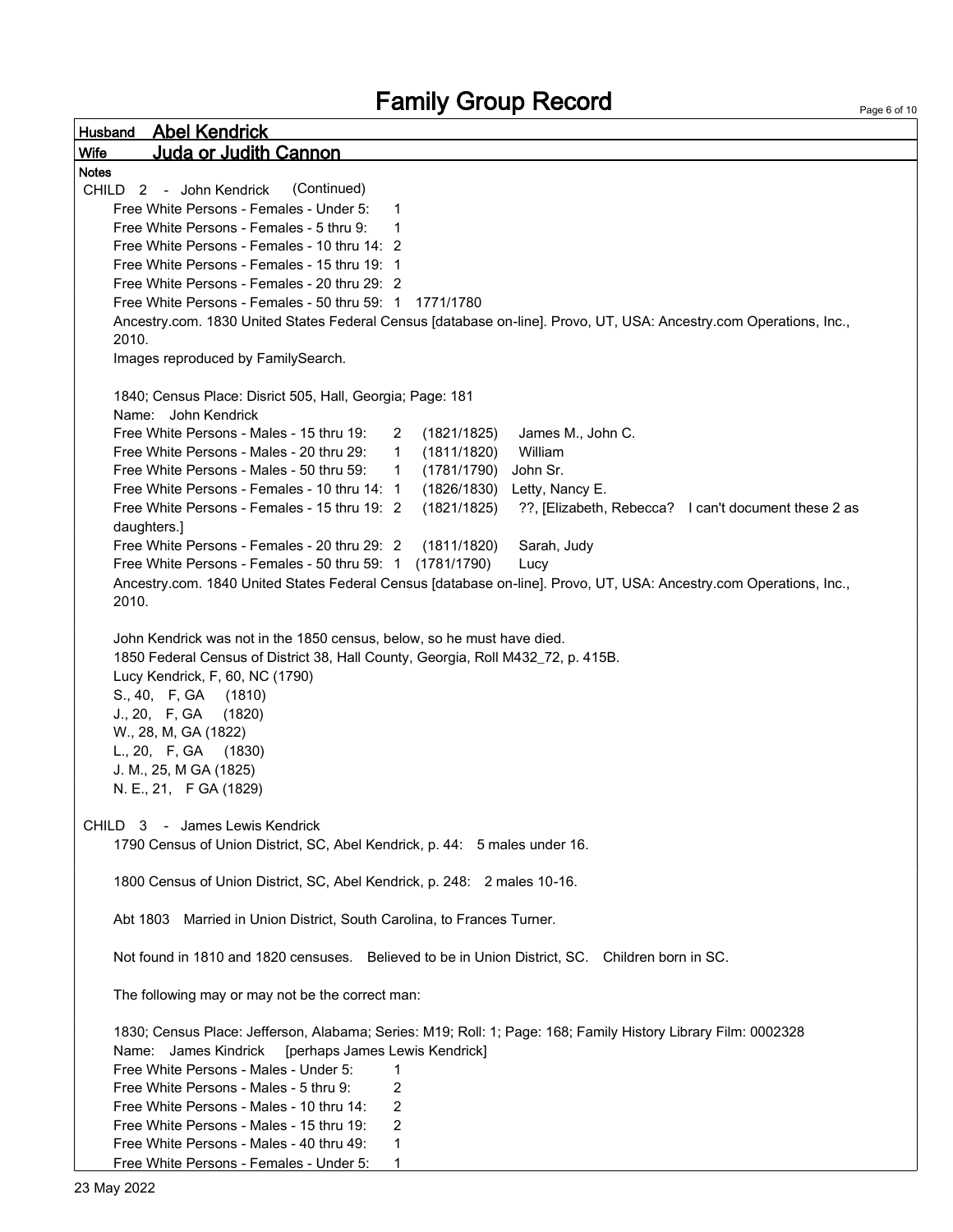# Family Group Record

**Husband** **Abel Kendrick**

**Wife** **Juda or Judith Cannon**

**Notes**

CHILD 2 - John Kendrick (Continued)

Free White Persons - Females - Under 5: 1
Free White Persons - Females - 5 thru 9: 1
Free White Persons - Females - 10 thru 14: 2
Free White Persons - Females - 15 thru 19: 1
Free White Persons - Females - 20 thru 29: 2
Free White Persons - Females - 50 thru 59: 1 1771/1780

Ancestry.com. 1830 United States Federal Census [database on-line]. Provo, UT, USA: Ancestry.com Operations, Inc., 2010.

Images reproduced by FamilySearch.

1840; Census Place: Disrict 505, Hall, Georgia; Page: 181
Name: John Kendrick
Free White Persons - Males - 15 thru 19: 2 (1821/1825) James M., John C.
Free White Persons - Males - 20 thru 29: 1 (1811/1820) William
Free White Persons - Males - 50 thru 59: 1 (1781/1790) John Sr.
Free White Persons - Females - 10 thru 14: 1 (1826/1830) Letty, Nancy E.
Free White Persons - Females - 15 thru 19: 2 (1821/1825) ??, [Elizabeth, Rebecca? I can't document these 2 as daughters.]
Free White Persons - Females - 20 thru 29: 2 (1811/1820) Sarah, Judy
Free White Persons - Females - 50 thru 59: 1 (1781/1790) Lucy

Ancestry.com. 1840 United States Federal Census [database on-line]. Provo, UT, USA: Ancestry.com Operations, Inc., 2010.

John Kendrick was not in the 1850 census, below, so he must have died.
1850 Federal Census of District 38, Hall County, Georgia, Roll M432_72, p. 415B.
Lucy Kendrick, F, 60, NC (1790)
S., 40, F, GA (1810)
J., 20, F, GA (1820)
W., 28, M, GA (1822)
L., 20, F, GA (1830)
J. M., 25, M GA (1825)
N. E., 21, F GA (1829)

CHILD 3 - James Lewis Kendrick

1790 Census of Union District, SC, Abel Kendrick, p. 44: 5 males under 16.

1800 Census of Union District, SC, Abel Kendrick, p. 248: 2 males 10-16.

Abt 1803 Married in Union District, South Carolina, to Frances Turner.

Not found in 1810 and 1820 censuses. Believed to be in Union District, SC. Children born in SC.

The following may or may not be the correct man:

1830; Census Place: Jefferson, Alabama; Series: M19; Roll: 1; Page: 168; Family History Library Film: 0002328
Name: James Kindrick [perhaps James Lewis Kendrick]
Free White Persons - Males - Under 5: 1
Free White Persons - Males - 5 thru 9: 2
Free White Persons - Males - 10 thru 14: 2
Free White Persons - Males - 15 thru 19: 2
Free White Persons - Males - 40 thru 49: 1
Free White Persons - Females - Under 5: 1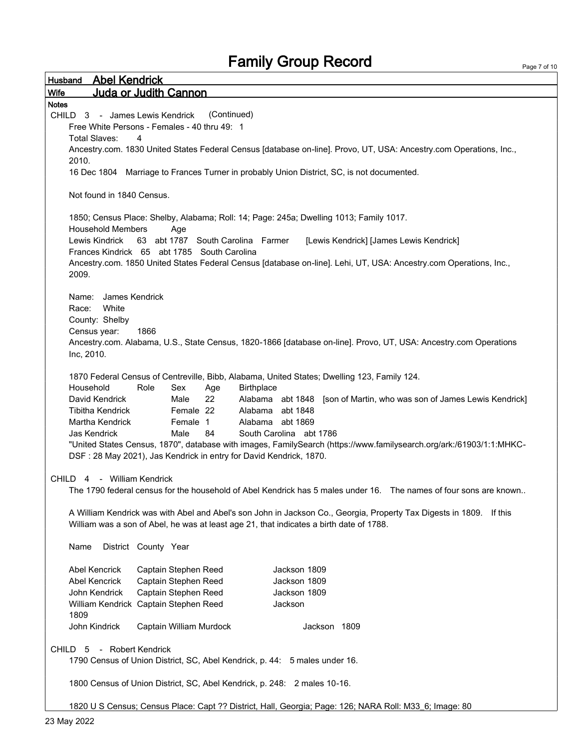# Family Group Record

**Husband** **Abel Kendrick**

**Wife** **Juda or Judith Cannon**

**Notes**

CHILD 3 - James Lewis Kendrick (Continued)

Free White Persons - Females - 40 thru 49: 1

Total Slaves: 4

Ancestry.com. 1830 United States Federal Census [database on-line]. Provo, UT, USA: Ancestry.com Operations, Inc., 2010.

16 Dec 1804 Marriage to Frances Turner in probably Union District, SC, is not documented.

Not found in 1840 Census.

1850; Census Place: Shelby, Alabama; Roll: 14; Page: 245a; Dwelling 1013; Family 1017.

| Household Members | Age | | | | |
|---|---|---|---|---|---|
| Lewis Kindrick | 63 | abt 1787 | South Carolina | Farmer | [Lewis Kendrick] [James Lewis Kendrick] |
| Frances Kindrick | 65 | abt 1785 | South Carolina | | |

Ancestry.com. 1850 United States Federal Census [database on-line]. Lehi, UT, USA: Ancestry.com Operations, Inc., 2009.

Name: James Kendrick
Race: White
County: Shelby
Census year: 1866

Ancestry.com. Alabama, U.S., State Census, 1820-1866 [database on-line]. Provo, UT, USA: Ancestry.com Operations Inc, 2010.

1870 Federal Census of Centreville, Bibb, Alabama, United States; Dwelling 123, Family 124.

| Household | Role | Sex | Age | Birthplace | | |
|---|---|---|---|---|---|---|
| David Kendrick | | Male | 22 | Alabama | abt 1848 | [son of Martin, who was son of James Lewis Kendrick] |
| Tibitha Kendrick | | Female | 22 | Alabama | abt 1848 | |
| Martha Kendrick | | Female | 1 | Alabama | abt 1869 | |
| Jas Kendrick | | Male | 84 | South Carolina | abt 1786 | |

"United States Census, 1870", database with images, FamilySearch (https://www.familysearch.org/ark:/61903/1:1:MHKC-DSF : 28 May 2021), Jas Kendrick in entry for David Kendrick, 1870.

CHILD 4 - William Kendrick

The 1790 federal census for the household of Abel Kendrick has 5 males under 16. The names of four sons are known..

A William Kendrick was with Abel and Abel's son John in Jackson Co., Georgia, Property Tax Digests in 1809. If this William was a son of Abel, he was at least age 21, that indicates a birth date of 1788.

| Name | District | County | Year |
|---|---|---|---|
| Abel Kencrick | Captain Stephen Reed | Jackson | 1809 |
| Abel Kencrick | Captain Stephen Reed | Jackson | 1809 |
| John Kendrick | Captain Stephen Reed | Jackson | 1809 |
| William Kendrick | Captain Stephen Reed | Jackson | 1809 |
| John Kindrick | Captain William Murdock | Jackson | 1809 |

CHILD 5 - Robert Kendrick

1790 Census of Union District, SC, Abel Kendrick, p. 44: 5 males under 16.

1800 Census of Union District, SC, Abel Kendrick, p. 248: 2 males 10-16.

1820 U S Census; Census Place: Capt ?? District, Hall, Georgia; Page: 126; NARA Roll: M33_6; Image: 80

23 May 2022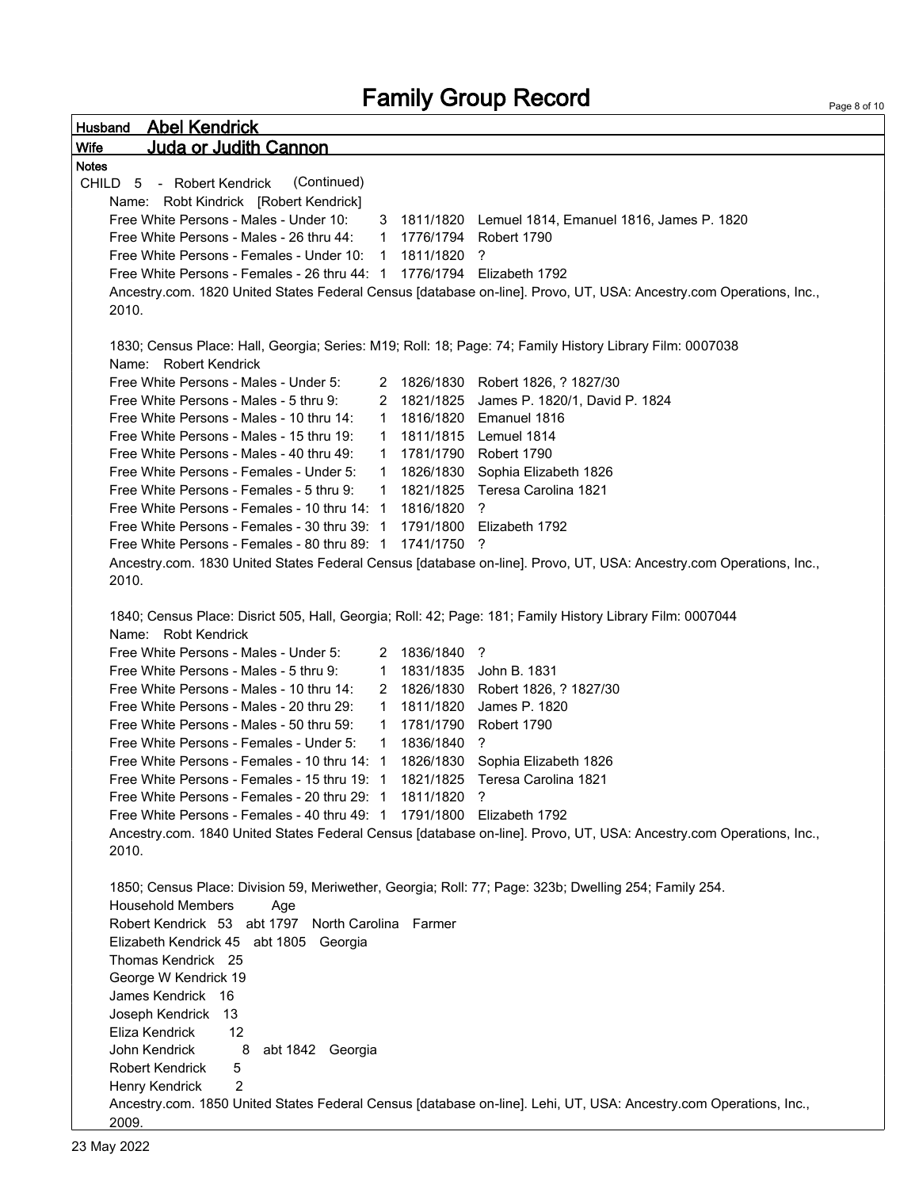# Family Group Record

**Husband** Abel Kendrick

**Wife** Juda or Judith Cannon

**Notes**

CHILD 5 - Robert Kendrick (Continued)

Name: Robt Kindrick [Robert Kendrick]

| | | | |
|---|---|---|---|
| Free White Persons - Males - Under 10: | 3 | 1811/1820 | Lemuel 1814, Emanuel 1816, James P. 1820 |
| Free White Persons - Males - 26 thru 44: | 1 | 1776/1794 | Robert 1790 |
| Free White Persons - Females - Under 10: | 1 | 1811/1820 | ? |
| Free White Persons - Females - 26 thru 44: | 1 | 1776/1794 | Elizabeth 1792 |

Ancestry.com. 1820 United States Federal Census [database on-line]. Provo, UT, USA: Ancestry.com Operations, Inc., 2010.

1830; Census Place: Hall, Georgia; Series: M19; Roll: 18; Page: 74; Family History Library Film: 0007038

Name: Robert Kendrick

| | | | |
|---|---|---|---|
| Free White Persons - Males - Under 5: | 2 | 1826/1830 | Robert 1826, ? 1827/30 |
| Free White Persons - Males - 5 thru 9: | 2 | 1821/1825 | James P. 1820/1, David P. 1824 |
| Free White Persons - Males - 10 thru 14: | 1 | 1816/1820 | Emanuel 1816 |
| Free White Persons - Males - 15 thru 19: | 1 | 1811/1815 | Lemuel 1814 |
| Free White Persons - Males - 40 thru 49: | 1 | 1781/1790 | Robert 1790 |
| Free White Persons - Females - Under 5: | 1 | 1826/1830 | Sophia Elizabeth 1826 |
| Free White Persons - Females - 5 thru 9: | 1 | 1821/1825 | Teresa Carolina 1821 |
| Free White Persons - Females - 10 thru 14: | 1 | 1816/1820 | ? |
| Free White Persons - Females - 30 thru 39: | 1 | 1791/1800 | Elizabeth 1792 |
| Free White Persons - Females - 80 thru 89: | 1 | 1741/1750 | ? |

Ancestry.com. 1830 United States Federal Census [database on-line]. Provo, UT, USA: Ancestry.com Operations, Inc., 2010.

1840; Census Place: Disrict 505, Hall, Georgia; Roll: 42; Page: 181; Family History Library Film: 0007044

Name: Robt Kendrick

| | | | |
|---|---|---|---|
| Free White Persons - Males - Under 5: | 2 | 1836/1840 | ? |
| Free White Persons - Males - 5 thru 9: | 1 | 1831/1835 | John B. 1831 |
| Free White Persons - Males - 10 thru 14: | 2 | 1826/1830 | Robert 1826, ? 1827/30 |
| Free White Persons - Males - 20 thru 29: | 1 | 1811/1820 | James P. 1820 |
| Free White Persons - Males - 50 thru 59: | 1 | 1781/1790 | Robert 1790 |
| Free White Persons - Females - Under 5: | 1 | 1836/1840 | ? |
| Free White Persons - Females - 10 thru 14: | 1 | 1826/1830 | Sophia Elizabeth 1826 |
| Free White Persons - Females - 15 thru 19: | 1 | 1821/1825 | Teresa Carolina 1821 |
| Free White Persons - Females - 20 thru 29: | 1 | 1811/1820 | ? |
| Free White Persons - Females - 40 thru 49: | 1 | 1791/1800 | Elizabeth 1792 |

Ancestry.com. 1840 United States Federal Census [database on-line]. Provo, UT, USA: Ancestry.com Operations, Inc., 2010.

1850; Census Place: Division 59, Meriwether, Georgia; Roll: 77; Page: 323b; Dwelling 254; Family 254.

Household Members Age

Robert Kendrick 53 abt 1797 North Carolina Farmer
Elizabeth Kendrick 45 abt 1805 Georgia
Thomas Kendrick 25
George W Kendrick 19
James Kendrick 16
Joseph Kendrick 13
Eliza Kendrick 12
John Kendrick 8 abt 1842 Georgia
Robert Kendrick 5
Henry Kendrick 2

Ancestry.com. 1850 United States Federal Census [database on-line]. Lehi, UT, USA: Ancestry.com Operations, Inc., 2009.

23 May 2022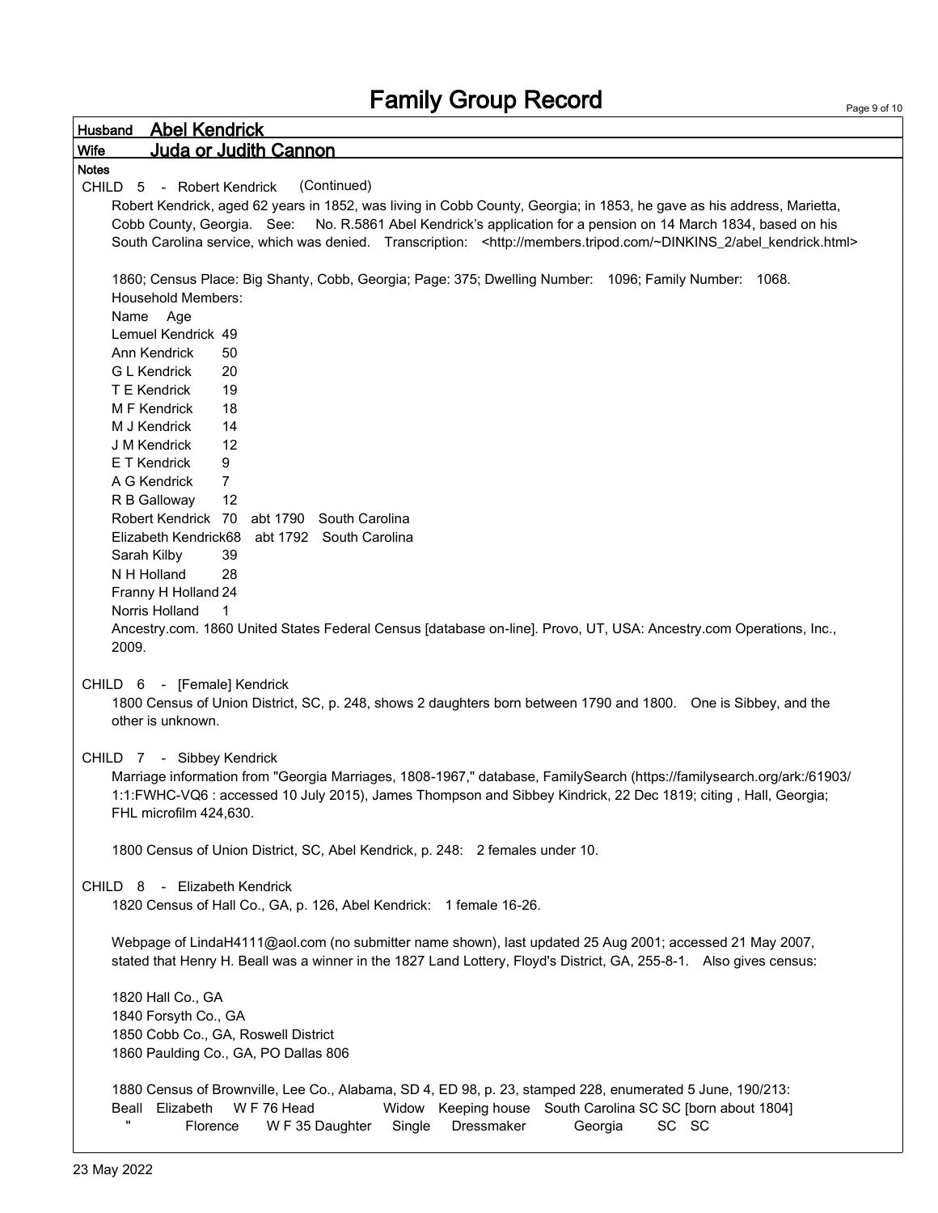# Family Group Record

**Husband** **Abel Kendrick**

**Wife** **Juda or Judith Cannon**

**Notes**

CHILD 5 - Robert Kendrick (Continued)

Robert Kendrick, aged 62 years in 1852, was living in Cobb County, Georgia; in 1853, he gave as his address, Marietta, Cobb County, Georgia. See: No. R.5861 Abel Kendrick's application for a pension on 14 March 1834, based on his South Carolina service, which was denied. Transcription: <http://members.tripod.com/~DINKINS_2/abel_kendrick.html>

1860; Census Place: Big Shanty, Cobb, Georgia; Page: 375; Dwelling Number: 1096; Family Number: 1068.

Household Members:

| Name | Age | | |
|---|---|---|---|
| Lemuel Kendrick | 49 | | |
| Ann Kendrick | 50 | | |
| G L Kendrick | 20 | | |
| T E Kendrick | 19 | | |
| M F Kendrick | 18 | | |
| M J Kendrick | 14 | | |
| J M Kendrick | 12 | | |
| E T Kendrick | 9 | | |
| A G Kendrick | 7 | | |
| R B Galloway | 12 | | |
| Robert Kendrick | 70 | abt 1790 | South Carolina |
| Elizabeth Kendrick | 68 | abt 1792 | South Carolina |
| Sarah Kilby | 39 | | |
| N H Holland | 28 | | |
| Franny H Holland | 24 | | |
| Norris Holland | 1 | | |

Ancestry.com. 1860 United States Federal Census [database on-line]. Provo, UT, USA: Ancestry.com Operations, Inc., 2009.

CHILD 6 - [Female] Kendrick

1800 Census of Union District, SC, p. 248, shows 2 daughters born between 1790 and 1800. One is Sibbey, and the other is unknown.

CHILD 7 - Sibbey Kendrick

Marriage information from "Georgia Marriages, 1808-1967," database, FamilySearch (https://familysearch.org/ark:/61903/1:1:FWHC-VQ6 : accessed 10 July 2015), James Thompson and Sibbey Kindrick, 22 Dec 1819; citing , Hall, Georgia; FHL microfilm 424,630.

1800 Census of Union District, SC, Abel Kendrick, p. 248: 2 females under 10.

CHILD 8 - Elizabeth Kendrick

1820 Census of Hall Co., GA, p. 126, Abel Kendrick: 1 female 16-26.

Webpage of LindaH4111@aol.com (no submitter name shown), last updated 25 Aug 2001; accessed 21 May 2007, stated that Henry H. Beall was a winner in the 1827 Land Lottery, Floyd's District, GA, 255-8-1. Also gives census:

1820 Hall Co., GA
1840 Forsyth Co., GA
1850 Cobb Co., GA, Roswell District
1860 Paulding Co., GA, PO Dallas 806

1880 Census of Brownville, Lee Co., Alabama, SD 4, ED 98, p. 23, stamped 228, enumerated 5 June, 190/213:

| | | | | | | | |
|---|---|---|---|---|---|---|---|
| Beall | Elizabeth | W F 76 Head | Widow | Keeping house | South Carolina | SC SC | [born about 1804] |
| " | Florence | W F 35 Daughter | Single | Dressmaker | Georgia | SC SC | |

23 May 2022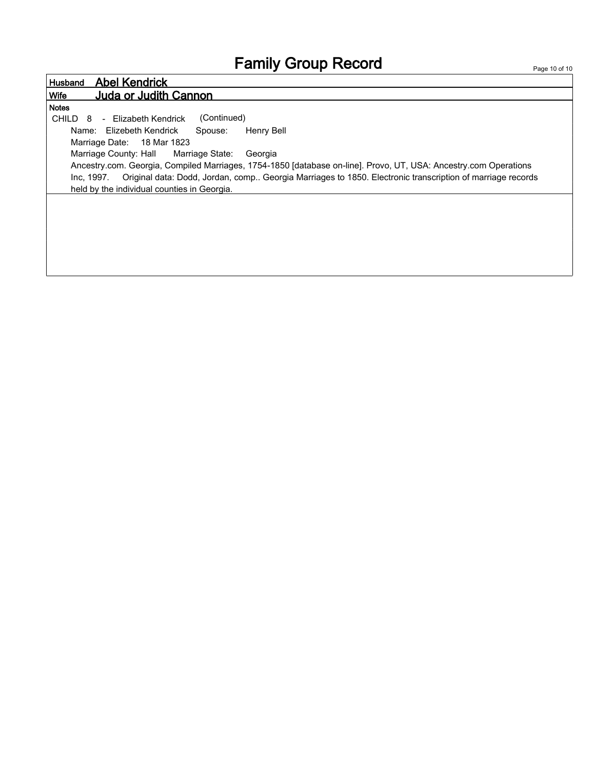# Family Group Record

**Husband** **Abel Kendrick**

**Wife** **Juda or Judith Cannon**

**Notes**

CHILD 8 - Elizabeth Kendrick (Continued)

Name: Elizebeth Kendrick Spouse: Henry Bell

Marriage Date: 18 Mar 1823

Marriage County: Hall Marriage State: Georgia

Ancestry.com. Georgia, Compiled Marriages, 1754-1850 [database on-line]. Provo, UT, USA: Ancestry.com Operations Inc, 1997. Original data: Dodd, Jordan, comp.. Georgia Marriages to 1850. Electronic transcription of marriage records held by the individual counties in Georgia.